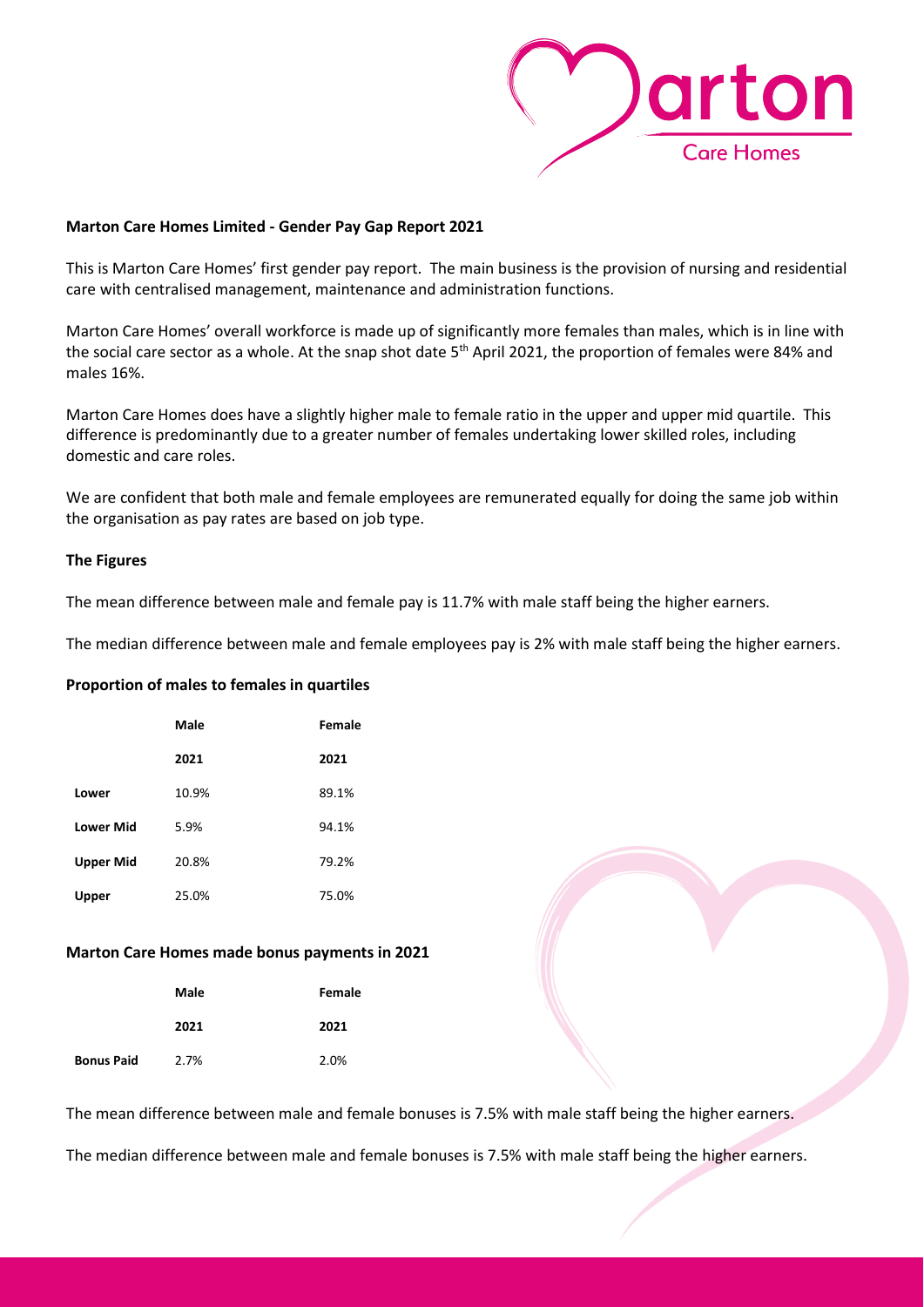## Marton Care Homes Limited - Gender Pay Gap Report 2021

This is Marton Care Homes' first gender pay report. The main business is the provision of nursing and residential care with centralised management, maintenance and administration functions.

Marton Care Homes' overall workforce is made up of significantly more females than males, which is in line with the social care sector as a whole. At the snap shot date 5th April 2021, the proportion of females were 84% and males 16%.

Marton Care Homes does have a slightly higher male to female ratio in the upper and upper mid quartile. This difference is predominantly due to a greater number of females undertaking lower skilled roles, including domestic and care roles.

We are confident that both male and female employees are remunerated equally for doing the same job within the organisation as pay rates are based on job type.

### The Figures

The mean difference between male and female pay is 11.7% with male staff being the higher earners.

The median difference between male and female employees pay is 2% with male staff being the higher earners.

### Proportion of males to females in quartiles

| | Male | Female |
|---|---|---|
| | **2021** | **2021** |
| **Lower** | 10.9% | 89.1% |
| **Lower Mid** | 5.9% | 94.1% |
| **Upper Mid** | 20.8% | 79.2% |
| **Upper** | 25.0% | 75.0% |

### Marton Care Homes made bonus payments in 2021

| | Male | Female |
|---|---|---|
| | **2021** | **2021** |
| **Bonus Paid** | 2.7% | 2.0% |

The mean difference between male and female bonuses is 7.5% with male staff being the higher earners.

The median difference between male and female bonuses is 7.5% with male staff being the higher earners.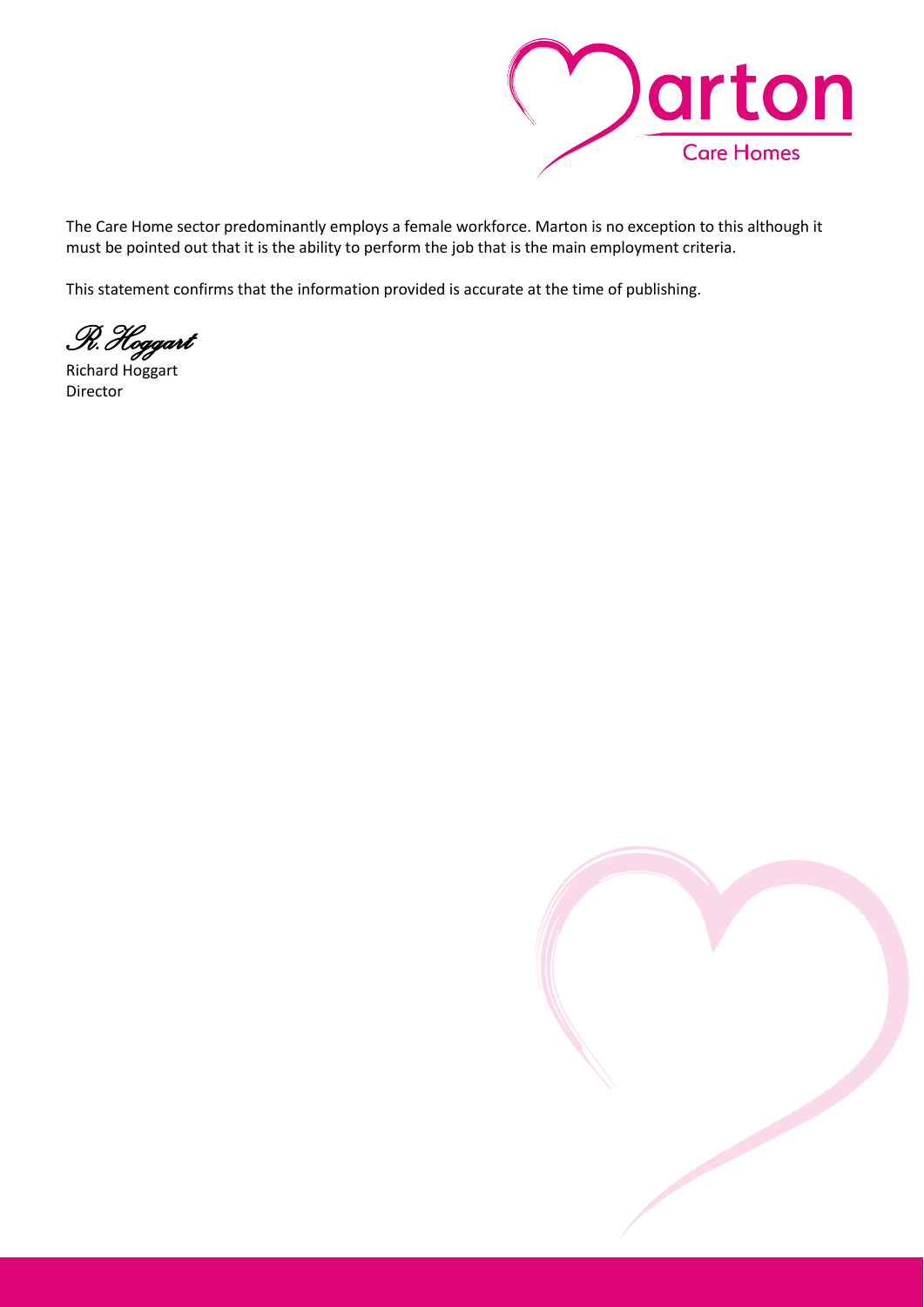The Care Home sector predominantly employs a female workforce. Marton is no exception to this although it must be pointed out that it is the ability to perform the job that is the main employment criteria.

This statement confirms that the information provided is accurate at the time of publishing.

*R. Hoggart*

Richard Hoggart
Director